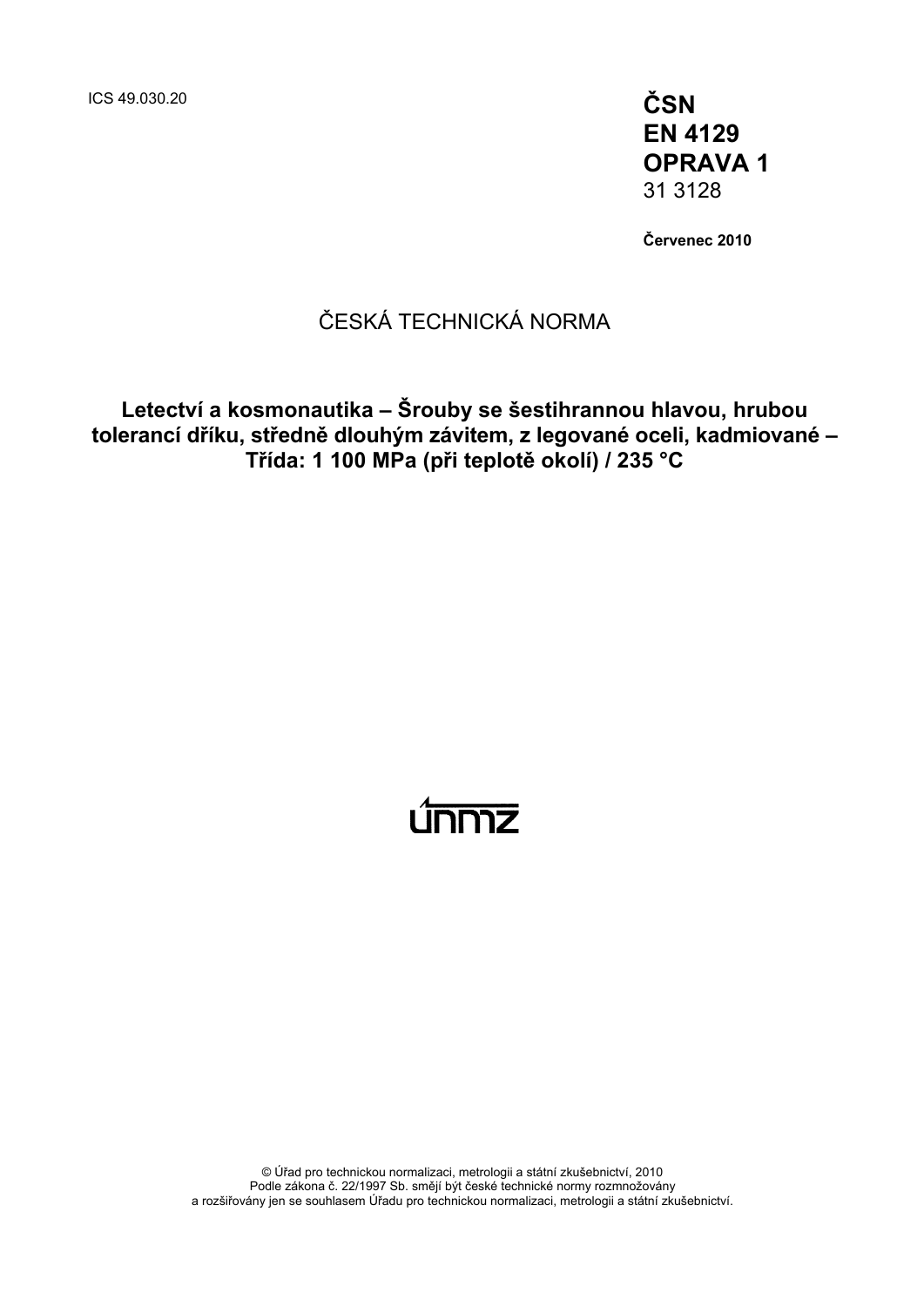ICS 49.030.20

**ČSN**
**EN 4129**
**OPRAVA 1**
31 3128

**Červenec 2010**

ČESKÁ TECHNICKÁ NORMA

# Letectví a kosmonautika – Šrouby se šestihrannou hlavou, hrubou tolerancí dříku, středně dlouhým závitem, z legované oceli, kadmiované – Třída: 1 100 MPa (při teplotě okolí) / 235 °C

únmz

© Úřad pro technickou normalizaci, metrologii a státní zkušebnictví, 2010
Podle zákona č. 22/1997 Sb. smějí být české technické normy rozmnožovány
a rozšiřovány jen se souhlasem Úřadu pro technickou normalizaci, metrologii a státní zkušebnictví.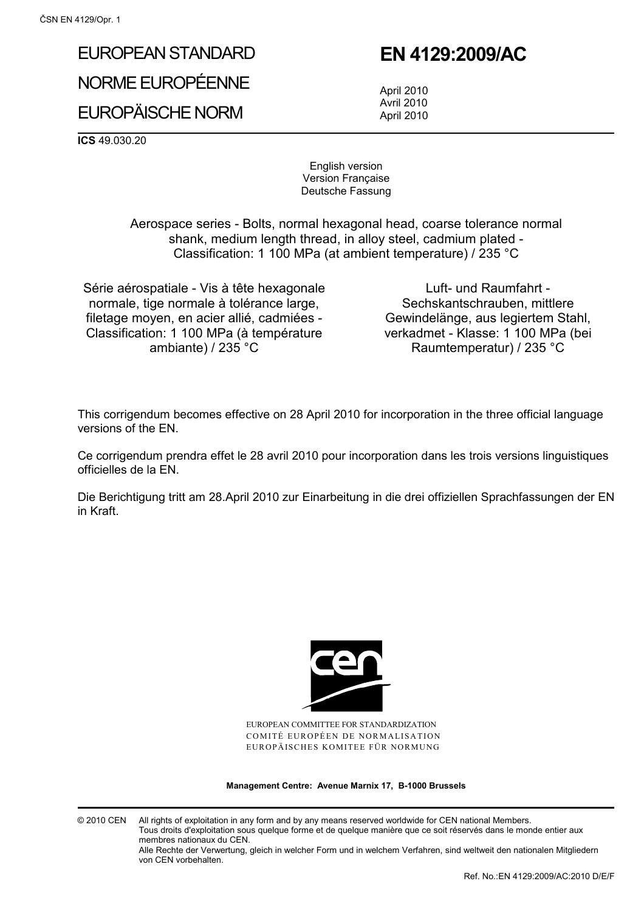# EUROPEAN STANDARD

# NORME EUROPÉENNE

# EUROPÄISCHE NORM

# EN 4129:2009/AC

April 2010
Avril 2010
April 2010

**ICS** 49.030.20

English version
Version Française
Deutsche Fassung

Aerospace series - Bolts, normal hexagonal head, coarse tolerance normal shank, medium length thread, in alloy steel, cadmium plated - Classification: 1 100 MPa (at ambient temperature) / 235 °C

Série aérospatiale - Vis à tête hexagonale normale, tige normale à tolérance large, filetage moyen, en acier allié, cadmiées - Classification: 1 100 MPa (à température ambiante) / 235 °C

Luft- und Raumfahrt - Sechskantschrauben, mittlere Gewindelänge, aus legiertem Stahl, verkadmet - Klasse: 1 100 MPa (bei Raumtemperatur) / 235 °C

This corrigendum becomes effective on 28 April 2010 for incorporation in the three official language versions of the EN.

Ce corrigendum prendra effet le 28 avril 2010 pour incorporation dans les trois versions linguistiques officielles de la EN.

Die Berichtigung tritt am 28.April 2010 zur Einarbeitung in die drei offiziellen Sprachfassungen der EN in Kraft.

EUROPEAN COMMITTEE FOR STANDARDIZATION
COMITÉ EUROPÉEN DE NORMALISATION
EUROPÄISCHES KOMITEE FÜR NORMUNG

**Management Centre: Avenue Marnix 17, B-1000 Brussels**

© 2010 CEN All rights of exploitation in any form and by any means reserved worldwide for CEN national Members.
Tous droits d'exploitation sous quelque forme et de quelque manière que ce soit réservés dans le monde entier aux membres nationaux du CEN.
Alle Rechte der Verwertung, gleich in welcher Form und in welchem Verfahren, sind weltweit den nationalen Mitgliedern von CEN vorbehalten.

Ref. No.:EN 4129:2009/AC:2010 D/E/F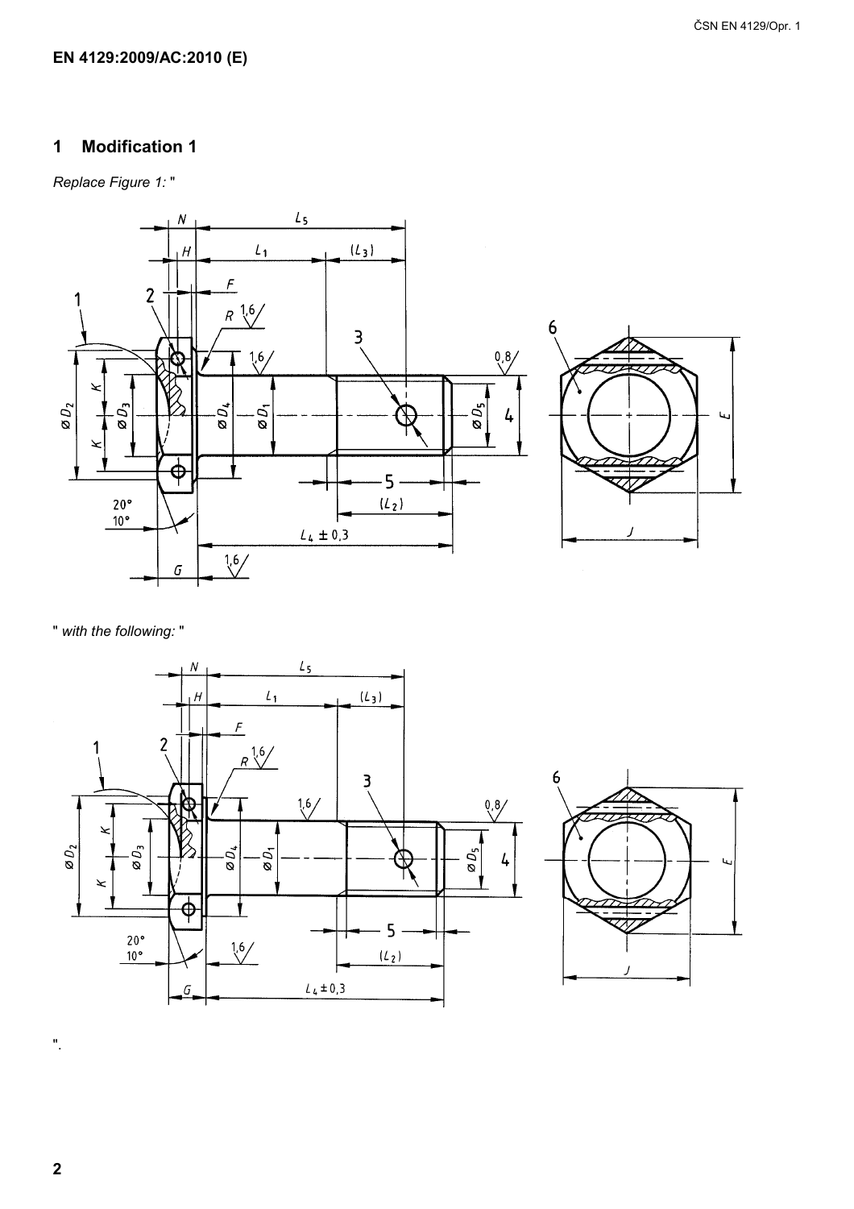# EN 4129:2009/AC:2010 (E)

## 1 Modification 1

*Replace Figure 1:* "

" *with the following:* "

".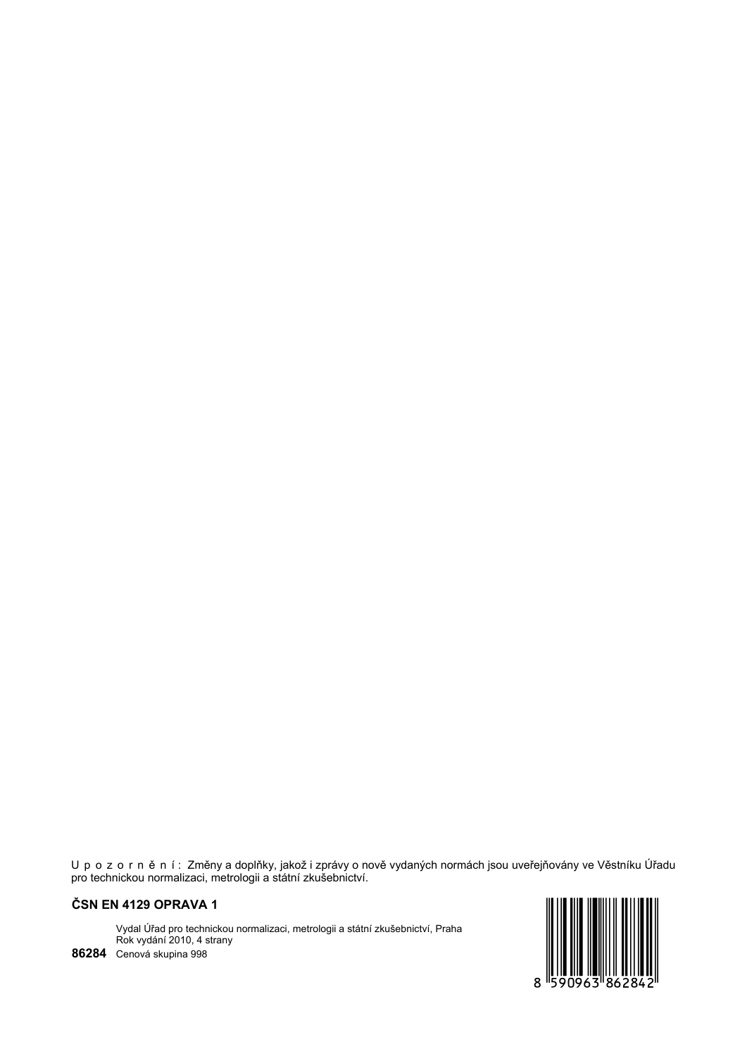U p o z o r n ě n í : Změny a doplňky, jakož i zprávy o nově vydaných normách jsou uveřejňovány ve Věstníku Úřadu pro technickou normalizaci, metrologii a státní zkušebnictví.

**ČSN EN 4129 OPRAVA 1**

Vydal Úřad pro technickou normalizaci, metrologii a státní zkušebnictví, Praha
Rok vydání 2010, 4 strany

**86284** Cenová skupina 998

8 590963 862842